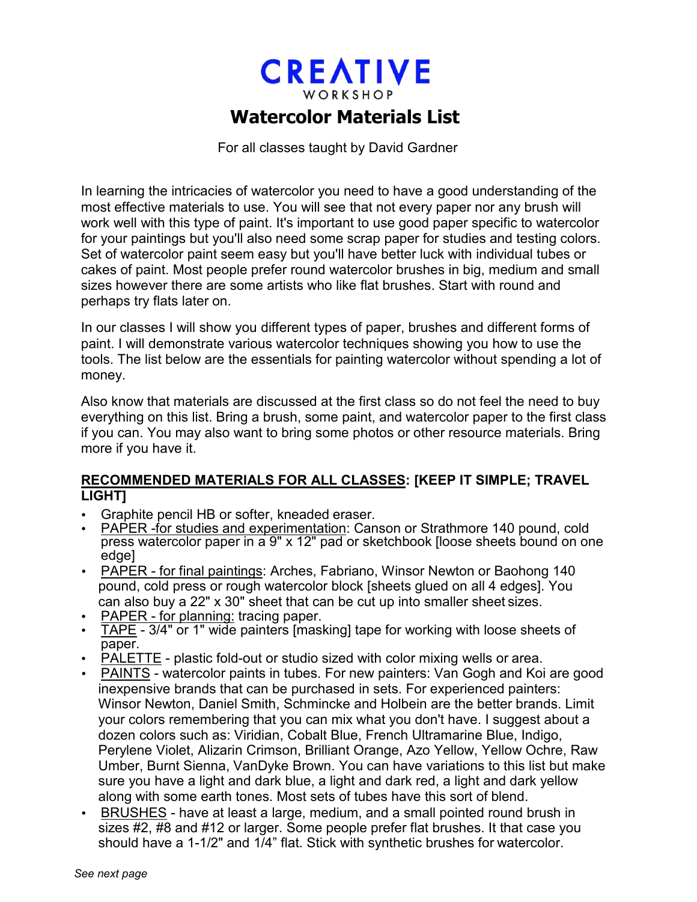# CREATIVE
WORKSHOP

## Watercolor Materials List

For all classes taught by David Gardner

In learning the intricacies of watercolor you need to have a good understanding of the most effective materials to use. You will see that not every paper nor any brush will work well with this type of paint. It's important to use good paper specific to watercolor for your paintings but you'll also need some scrap paper for studies and testing colors. Set of watercolor paint seem easy but you'll have better luck with individual tubes or cakes of paint. Most people prefer round watercolor brushes in big, medium and small sizes however there are some artists who like flat brushes. Start with round and perhaps try flats later on.

In our classes I will show you different types of paper, brushes and different forms of paint. I will demonstrate various watercolor techniques showing you how to use the tools. The list below are the essentials for painting watercolor without spending a lot of money.

Also know that materials are discussed at the first class so do not feel the need to buy everything on this list. Bring a brush, some paint, and watercolor paper to the first class if you can. You may also want to bring some photos or other resource materials. Bring more if you have it.

**RECOMMENDED MATERIALS FOR ALL CLASSES: [KEEP IT SIMPLE; TRAVEL LIGHT]**

- Graphite pencil HB or softer, kneaded eraser.
- PAPER -for studies and experimentation: Canson or Strathmore 140 pound, cold press watercolor paper in a 9" x 12" pad or sketchbook [loose sheets bound on one edge]
- PAPER - for final paintings: Arches, Fabriano, Winsor Newton or Baohong 140 pound, cold press or rough watercolor block [sheets glued on all 4 edges]. You can also buy a 22" x 30" sheet that can be cut up into smaller sheet sizes.
- PAPER - for planning: tracing paper.
- TAPE - 3/4" or 1" wide painters [masking] tape for working with loose sheets of paper.
- PALETTE - plastic fold-out or studio sized with color mixing wells or area.
- PAINTS - watercolor paints in tubes. For new painters: Van Gogh and Koi are good inexpensive brands that can be purchased in sets. For experienced painters: Winsor Newton, Daniel Smith, Schmincke and Holbein are the better brands. Limit your colors remembering that you can mix what you don't have. I suggest about a dozen colors such as: Viridian, Cobalt Blue, French Ultramarine Blue, Indigo, Perylene Violet, Alizarin Crimson, Brilliant Orange, Azo Yellow, Yellow Ochre, Raw Umber, Burnt Sienna, VanDyke Brown. You can have variations to this list but make sure you have a light and dark blue, a light and dark red, a light and dark yellow along with some earth tones. Most sets of tubes have this sort of blend.
- BRUSHES - have at least a large, medium, and a small pointed round brush in sizes #2, #8 and #12 or larger. Some people prefer flat brushes. It that case you should have a 1-1/2" and 1/4" flat. Stick with synthetic brushes for watercolor.

*See next page*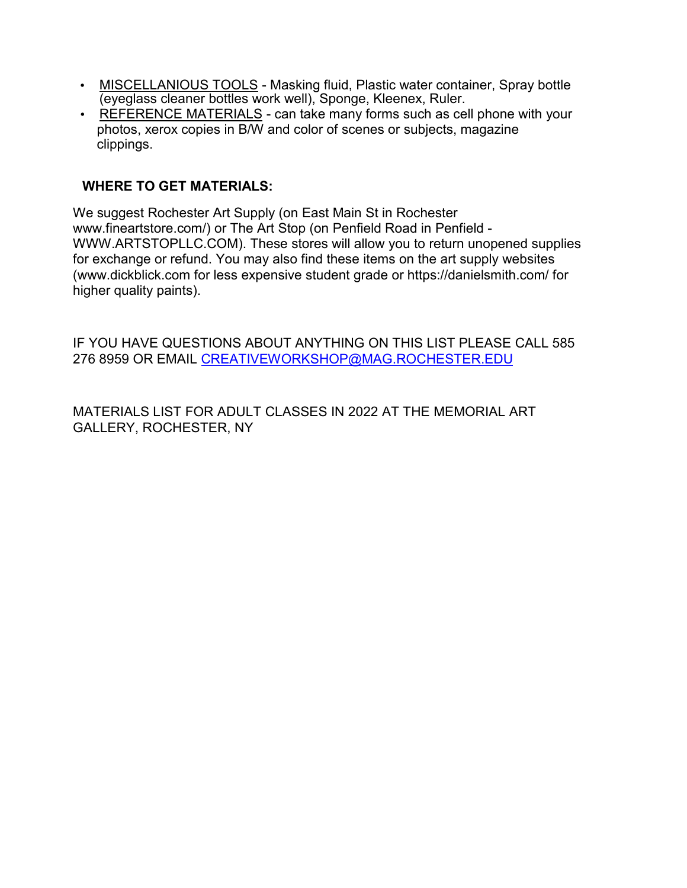- <u>MISCELLANIOUS TOOLS</u> - Masking fluid, Plastic water container, Spray bottle (eyeglass cleaner bottles work well), Sponge, Kleenex, Ruler.
- <u>REFERENCE MATERIALS</u> - can take many forms such as cell phone with your photos, xerox copies in B/W and color of scenes or subjects, magazine clippings.

**WHERE TO GET MATERIALS:**

We suggest Rochester Art Supply (on East Main St in Rochester www.fineartstore.com/) or The Art Stop (on Penfield Road in Penfield - WWW.ARTSTOPLLC.COM). These stores will allow you to return unopened supplies for exchange or refund. You may also find these items on the art supply websites (www.dickblick.com for less expensive student grade or https://danielsmith.com/ for higher quality paints).

IF YOU HAVE QUESTIONS ABOUT ANYTHING ON THIS LIST PLEASE CALL 585 276 8959 OR EMAIL CREATIVEWORKSHOP@MAG.ROCHESTER.EDU

MATERIALS LIST FOR ADULT CLASSES IN 2022 AT THE MEMORIAL ART GALLERY, ROCHESTER, NY